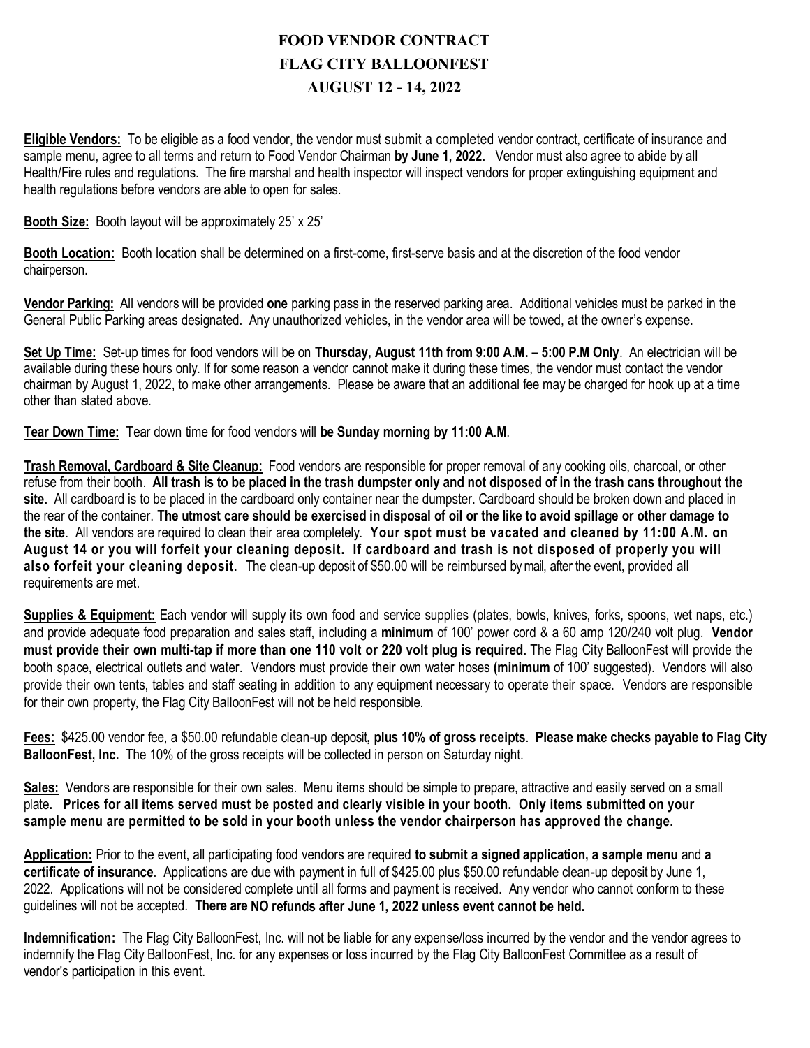# FOOD VENDOR CONTRACT
# FLAG CITY BALLOONFEST
# AUGUST 12 - 14, 2022

**Eligible Vendors:** To be eligible as a food vendor, the vendor must submit a completed vendor contract, certificate of insurance and sample menu, agree to all terms and return to Food Vendor Chairman **by June 1, 2022.** Vendor must also agree to abide by all Health/Fire rules and regulations. The fire marshal and health inspector will inspect vendors for proper extinguishing equipment and health regulations before vendors are able to open for sales.

**Booth Size:** Booth layout will be approximately 25' x 25'

**Booth Location:** Booth location shall be determined on a first-come, first-serve basis and at the discretion of the food vendor chairperson.

**Vendor Parking:** All vendors will be provided **one** parking pass in the reserved parking area. Additional vehicles must be parked in the General Public Parking areas designated. Any unauthorized vehicles, in the vendor area will be towed, at the owner's expense.

**Set Up Time:** Set-up times for food vendors will be on **Thursday, August 11th from 9:00 A.M. – 5:00 P.M Only**. An electrician will be available during these hours only. If for some reason a vendor cannot make it during these times, the vendor must contact the vendor chairman by August 1, 2022, to make other arrangements. Please be aware that an additional fee may be charged for hook up at a time other than stated above.

**Tear Down Time:** Tear down time for food vendors will **be Sunday morning by 11:00 A.M**.

**Trash Removal, Cardboard & Site Cleanup:** Food vendors are responsible for proper removal of any cooking oils, charcoal, or other refuse from their booth. **All trash is to be placed in the trash dumpster only and not disposed of in the trash cans throughout the site.** All cardboard is to be placed in the cardboard only container near the dumpster. Cardboard should be broken down and placed in the rear of the container. **The utmost care should be exercised in disposal of oil or the like to avoid spillage or other damage to the site**. All vendors are required to clean their area completely. **Your spot must be vacated and cleaned by 11:00 A.M. on August 14 or you will forfeit your cleaning deposit. If cardboard and trash is not disposed of properly you will also forfeit your cleaning deposit.** The clean-up deposit of $50.00 will be reimbursed by mail, after the event, provided all requirements are met.

**Supplies & Equipment:** Each vendor will supply its own food and service supplies (plates, bowls, knives, forks, spoons, wet naps, etc.) and provide adequate food preparation and sales staff, including a **minimum** of 100' power cord & a 60 amp 120/240 volt plug. **Vendor must provide their own multi-tap if more than one 110 volt or 220 volt plug is required.** The Flag City BalloonFest will provide the booth space, electrical outlets and water. Vendors must provide their own water hoses **(minimum** of 100' suggested). Vendors will also provide their own tents, tables and staff seating in addition to any equipment necessary to operate their space. Vendors are responsible for their own property, the Flag City BalloonFest will not be held responsible.

**Fees:** $425.00 vendor fee, a $50.00 refundable clean-up deposit**, plus 10% of gross receipts**. **Please make checks payable to Flag City BalloonFest, Inc.** The 10% of the gross receipts will be collected in person on Saturday night.

**Sales:** Vendors are responsible for their own sales. Menu items should be simple to prepare, attractive and easily served on a small plate**. Prices for all items served must be posted and clearly visible in your booth. Only items submitted on your sample menu are permitted to be sold in your booth unless the vendor chairperson has approved the change.**

**Application:** Prior to the event, all participating food vendors are required **to submit a signed application, a sample menu** and **a certificate of insurance**. Applications are due with payment in full of $425.00 plus $50.00 refundable clean-up deposit by June 1, 2022. Applications will not be considered complete until all forms and payment is received. Any vendor who cannot conform to these guidelines will not be accepted. **There are NO refunds after June 1, 2022 unless event cannot be held.**

**Indemnification:** The Flag City BalloonFest, Inc. will not be liable for any expense/loss incurred by the vendor and the vendor agrees to indemnify the Flag City BalloonFest, Inc. for any expenses or loss incurred by the Flag City BalloonFest Committee as a result of vendor's participation in this event.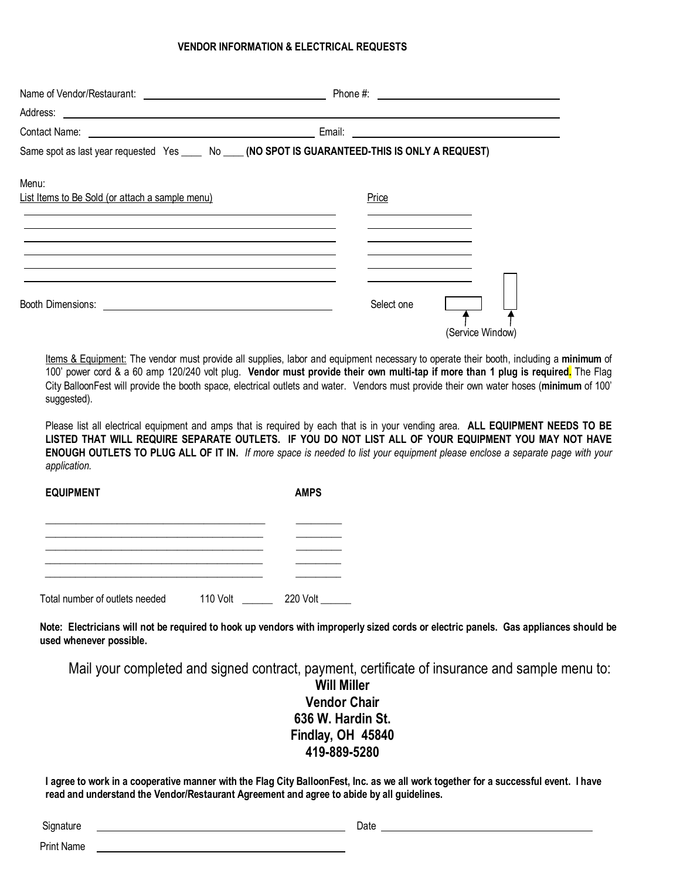**VENDOR INFORMATION & ELECTRICAL REQUESTS**

Name of Vendor/Restaurant: ______________________ Phone #: ______________________

Address: ______________________________________________

Contact Name: ______________________ Email: ______________________

Same spot as last year requested Yes ____ No ____ **(NO SPOT IS GUARANTEED-THIS IS ONLY A REQUEST)**

Menu:

List Items to Be Sold (or attach a sample menu) — Price

| List Items to Be Sold (or attach a sample menu) | Price |
|---|---|
| | |
| | |
| | |
| | |
| | |
| | |

Booth Dimensions: ______________________ Select one ☐ ☐ (Service Window)

Items & Equipment: The vendor must provide all supplies, labor and equipment necessary to operate their booth, including a **minimum** of 100' power cord & a 60 amp 120/240 volt plug. **Vendor must provide their own multi-tap if more than 1 plug is required.** The Flag City BalloonFest will provide the booth space, electrical outlets and water. Vendors must provide their own water hoses (**minimum** of 100' suggested).

Please list all electrical equipment and amps that is required by each that is in your vending area. **ALL EQUIPMENT NEEDS TO BE LISTED THAT WILL REQUIRE SEPARATE OUTLETS. IF YOU DO NOT LIST ALL OF YOUR EQUIPMENT YOU MAY NOT HAVE ENOUGH OUTLETS TO PLUG ALL OF IT IN.** *If more space is needed to list your equipment please enclose a separate page with your application.*

| EQUIPMENT | AMPS |
|---|---|
| | |
| | |
| | |
| | |
| | |

Total number of outlets needed 110 Volt ______ 220 Volt ______

**Note: Electricians will not be required to hook up vendors with improperly sized cords or electric panels. Gas appliances should be used whenever possible.**

Mail your completed and signed contract, payment, certificate of insurance and sample menu to:

**Will Miller**
**Vendor Chair**
**636 W. Hardin St.**
**Findlay, OH 45840**
**419-889-5280**

**I agree to work in a cooperative manner with the Flag City BalloonFest, Inc. as we all work together for a successful event. I have read and understand the Vendor/Restaurant Agreement and agree to abide by all guidelines.**

Signature ______________________ Date ______________________

Print Name ______________________